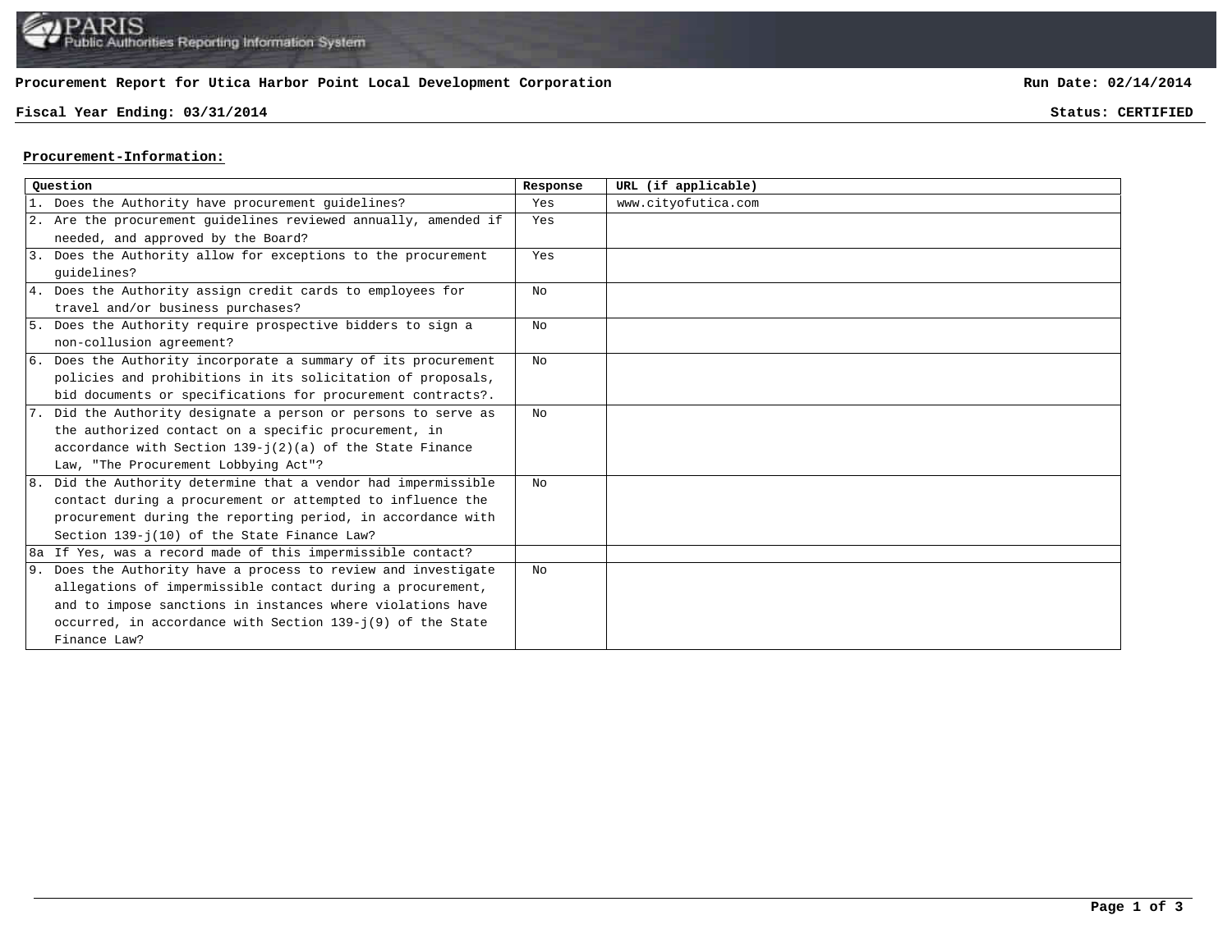PARIS
Public Authorities Reporting Information System

**Procurement Report for Utica Harbor Point Local Development Corporation** | **Run Date: 02/14/2014**

**Fiscal Year Ending: 03/31/2014** | **Status: CERTIFIED**

## Procurement-Information:

| Question | Response | URL (if applicable) |
|---|---|---|
| 1. Does the Authority have procurement guidelines? | Yes | www.cityofutica.com |
| 2. Are the procurement guidelines reviewed annually, amended if needed, and approved by the Board? | Yes | |
| 3. Does the Authority allow for exceptions to the procurement guidelines? | Yes | |
| 4. Does the Authority assign credit cards to employees for travel and/or business purchases? | No | |
| 5. Does the Authority require prospective bidders to sign a non-collusion agreement? | No | |
| 6. Does the Authority incorporate a summary of its procurement policies and prohibitions in its solicitation of proposals, bid documents or specifications for procurement contracts?. | No | |
| 7. Did the Authority designate a person or persons to serve as the authorized contact on a specific procurement, in accordance with Section 139-j(2)(a) of the State Finance Law, "The Procurement Lobbying Act"? | No | |
| 8. Did the Authority determine that a vendor had impermissible contact during a procurement or attempted to influence the procurement during the reporting period, in accordance with Section 139-j(10) of the State Finance Law? | No | |
| 8a If Yes, was a record made of this impermissible contact? | | |
| 9. Does the Authority have a process to review and investigate allegations of impermissible contact during a procurement, and to impose sanctions in instances where violations have occurred, in accordance with Section 139-j(9) of the State Finance Law? | No | |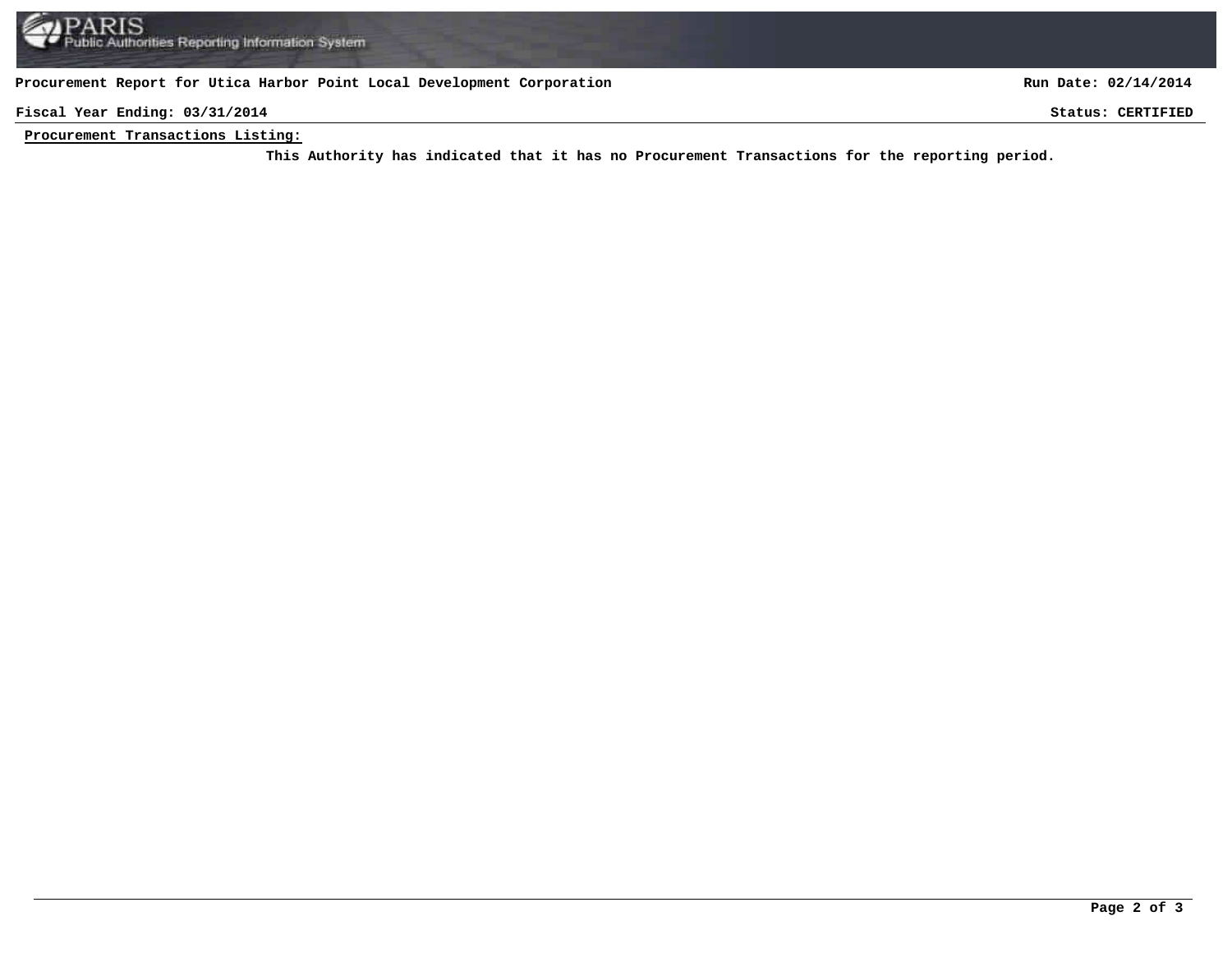**Procurement Report for Utica Harbor Point Local Development Corporation** | **Run Date: 02/14/2014**

**Fiscal Year Ending: 03/31/2014** | **Status: CERTIFIED**

**Procurement Transactions Listing:**

**This Authority has indicated that it has no Procurement Transactions for the reporting period.**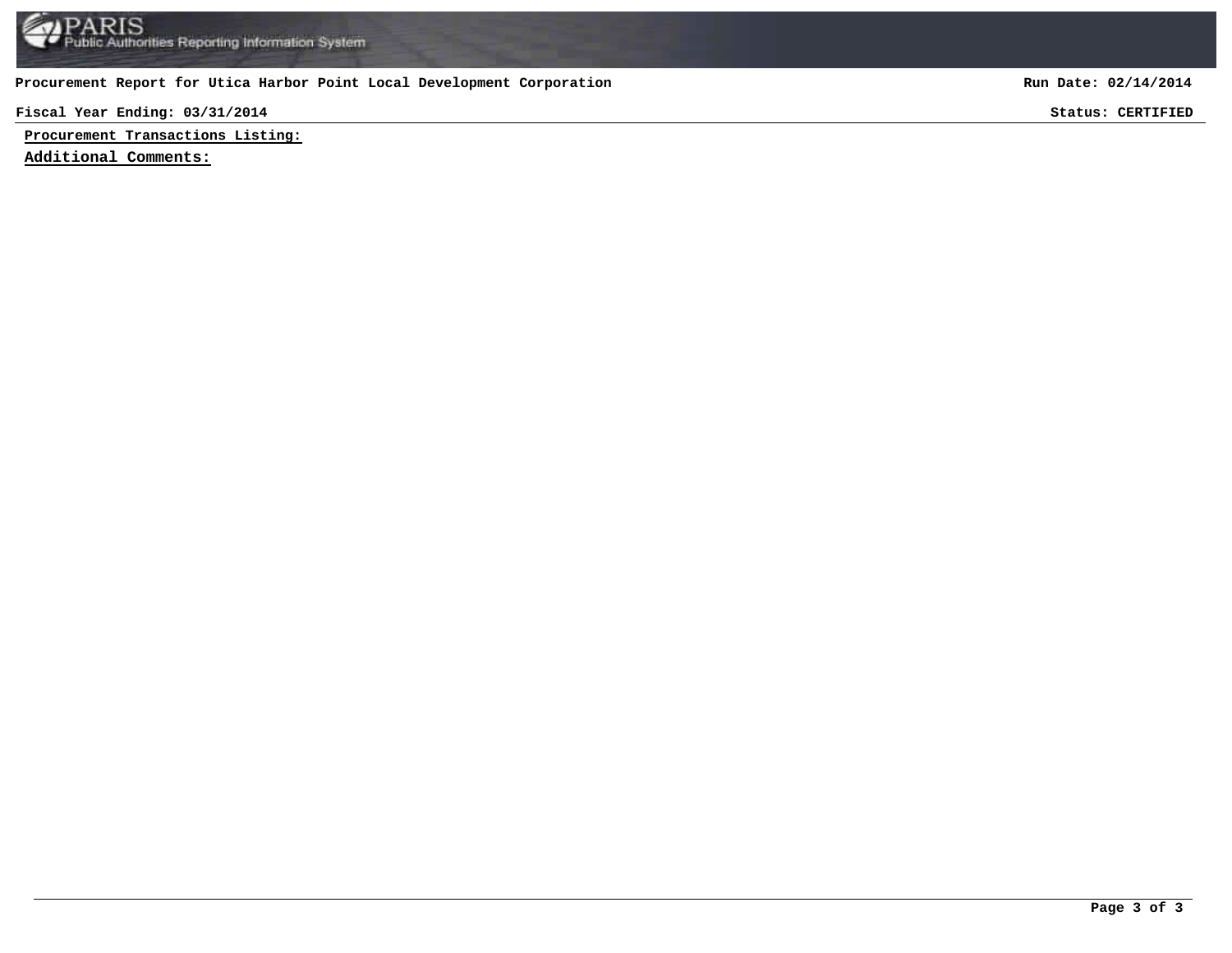**Procurement Report for Utica Harbor Point Local Development Corporation**

**Run Date: 02/14/2014**

**Fiscal Year Ending: 03/31/2014**

**Status: CERTIFIED**

**Procurement Transactions Listing:**

**Additional Comments:**